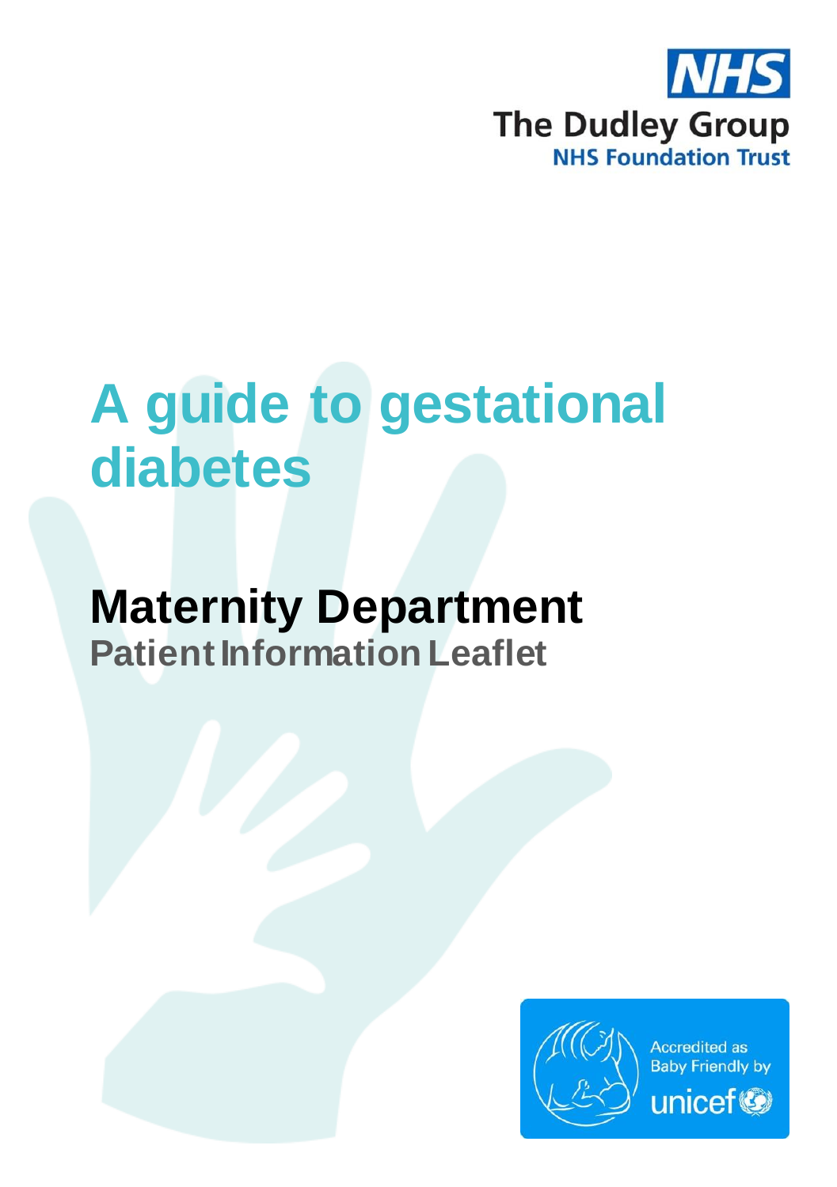NHS

The Dudley Group

NHS Foundation Trust

# A guide to gestational diabetes

## Maternity Department

**Patient Information Leaflet**

Accredited as Baby Friendly by unicef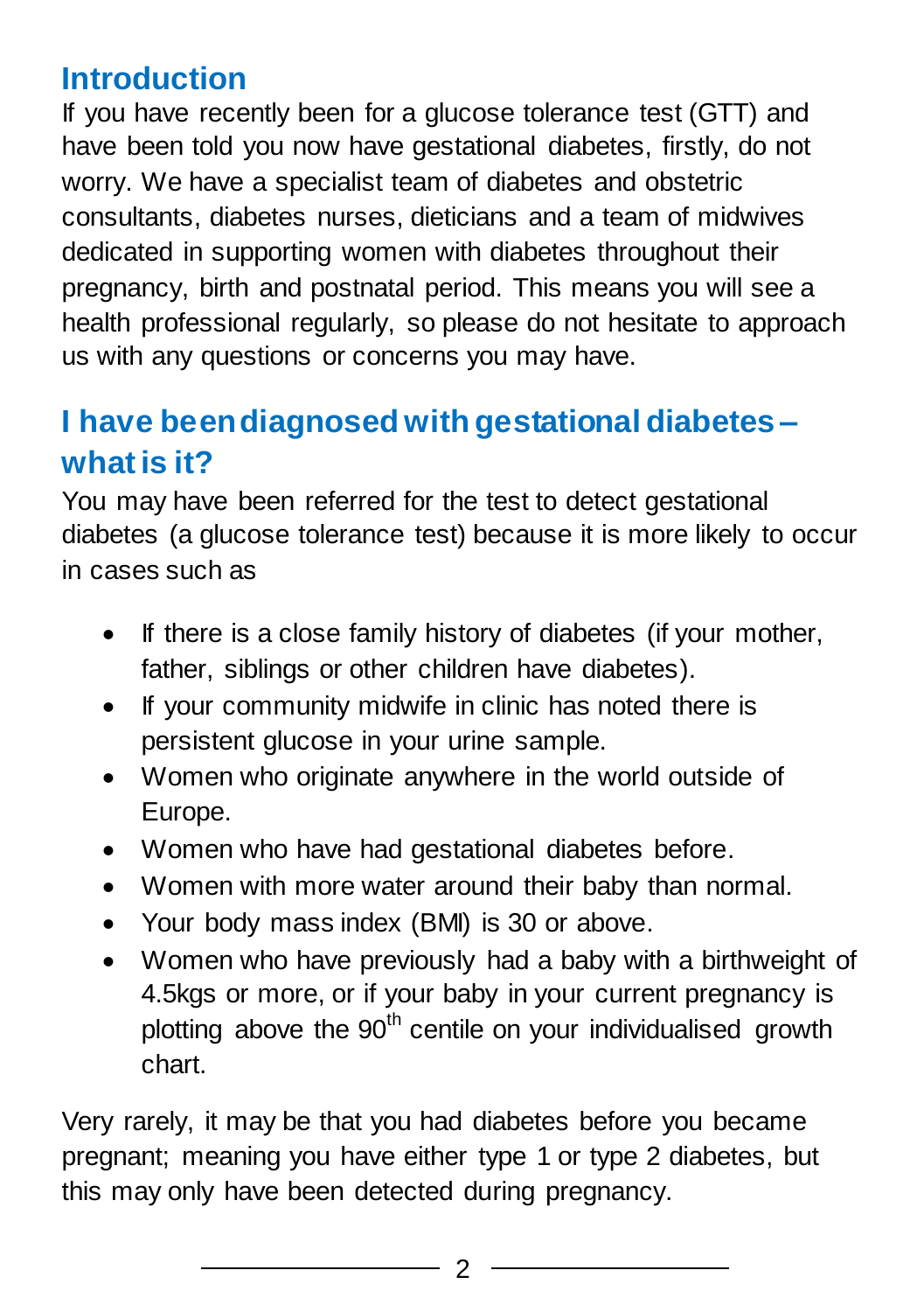## Introduction

If you have recently been for a glucose tolerance test (GTT) and have been told you now have gestational diabetes, firstly, do not worry. We have a specialist team of diabetes and obstetric consultants, diabetes nurses, dieticians and a team of midwives dedicated in supporting women with diabetes throughout their pregnancy, birth and postnatal period. This means you will see a health professional regularly, so please do not hesitate to approach us with any questions or concerns you may have.

## I have been diagnosed with gestational diabetes – what is it?

You may have been referred for the test to detect gestational diabetes (a glucose tolerance test) because it is more likely to occur in cases such as

- If there is a close family history of diabetes (if your mother, father, siblings or other children have diabetes).
- If your community midwife in clinic has noted there is persistent glucose in your urine sample.
- Women who originate anywhere in the world outside of Europe.
- Women who have had gestational diabetes before.
- Women with more water around their baby than normal.
- Your body mass index (BMI) is 30 or above.
- Women who have previously had a baby with a birthweight of 4.5kgs or more, or if your baby in your current pregnancy is plotting above the 90th centile on your individualised growth chart.

Very rarely, it may be that you had diabetes before you became pregnant; meaning you have either type 1 or type 2 diabetes, but this may only have been detected during pregnancy.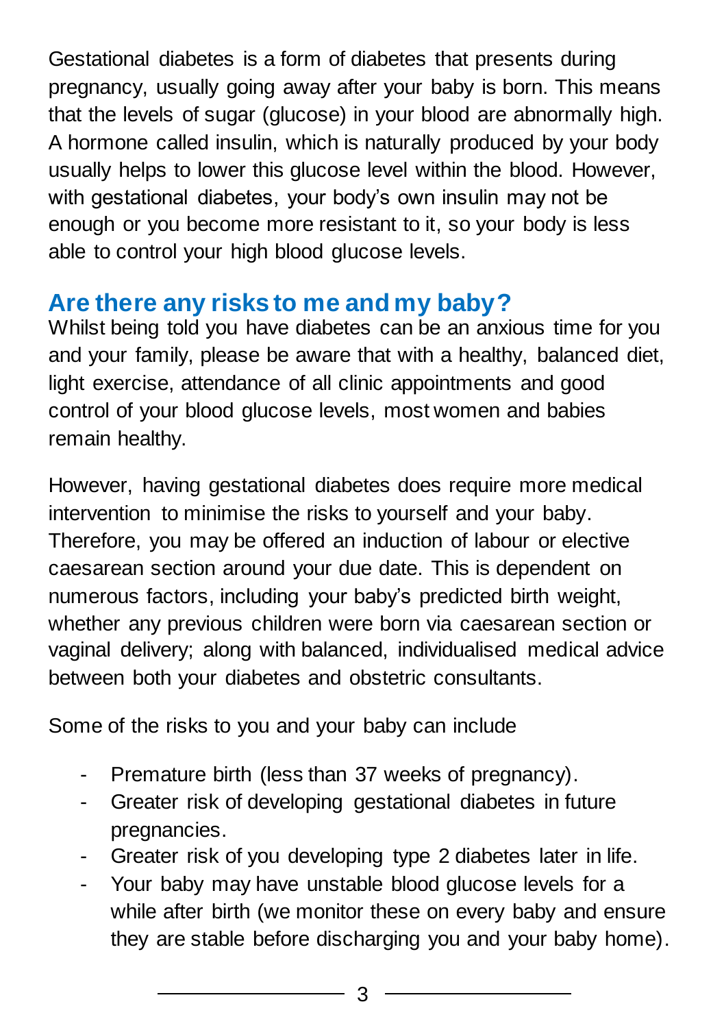Gestational diabetes is a form of diabetes that presents during pregnancy, usually going away after your baby is born. This means that the levels of sugar (glucose) in your blood are abnormally high. A hormone called insulin, which is naturally produced by your body usually helps to lower this glucose level within the blood. However, with gestational diabetes, your body's own insulin may not be enough or you become more resistant to it, so your body is less able to control your high blood glucose levels.

## Are there any risks to me and my baby?

Whilst being told you have diabetes can be an anxious time for you and your family, please be aware that with a healthy, balanced diet, light exercise, attendance of all clinic appointments and good control of your blood glucose levels, most women and babies remain healthy.

However, having gestational diabetes does require more medical intervention to minimise the risks to yourself and your baby. Therefore, you may be offered an induction of labour or elective caesarean section around your due date. This is dependent on numerous factors, including your baby's predicted birth weight, whether any previous children were born via caesarean section or vaginal delivery; along with balanced, individualised medical advice between both your diabetes and obstetric consultants.

Some of the risks to you and your baby can include

- Premature birth (less than 37 weeks of pregnancy).
- Greater risk of developing gestational diabetes in future pregnancies.
- Greater risk of you developing type 2 diabetes later in life.
- Your baby may have unstable blood glucose levels for a while after birth (we monitor these on every baby and ensure they are stable before discharging you and your baby home).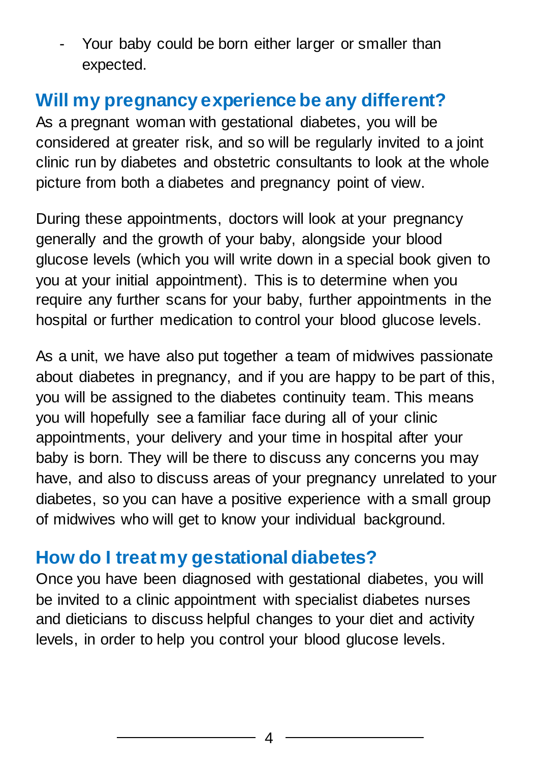- Your baby could be born either larger or smaller than expected.

## Will my pregnancy experience be any different?

As a pregnant woman with gestational diabetes, you will be considered at greater risk, and so will be regularly invited to a joint clinic run by diabetes and obstetric consultants to look at the whole picture from both a diabetes and pregnancy point of view.

During these appointments, doctors will look at your pregnancy generally and the growth of your baby, alongside your blood glucose levels (which you will write down in a special book given to you at your initial appointment). This is to determine when you require any further scans for your baby, further appointments in the hospital or further medication to control your blood glucose levels.

As a unit, we have also put together a team of midwives passionate about diabetes in pregnancy, and if you are happy to be part of this, you will be assigned to the diabetes continuity team. This means you will hopefully see a familiar face during all of your clinic appointments, your delivery and your time in hospital after your baby is born. They will be there to discuss any concerns you may have, and also to discuss areas of your pregnancy unrelated to your diabetes, so you can have a positive experience with a small group of midwives who will get to know your individual background.

## How do I treat my gestational diabetes?

Once you have been diagnosed with gestational diabetes, you will be invited to a clinic appointment with specialist diabetes nurses and dieticians to discuss helpful changes to your diet and activity levels, in order to help you control your blood glucose levels.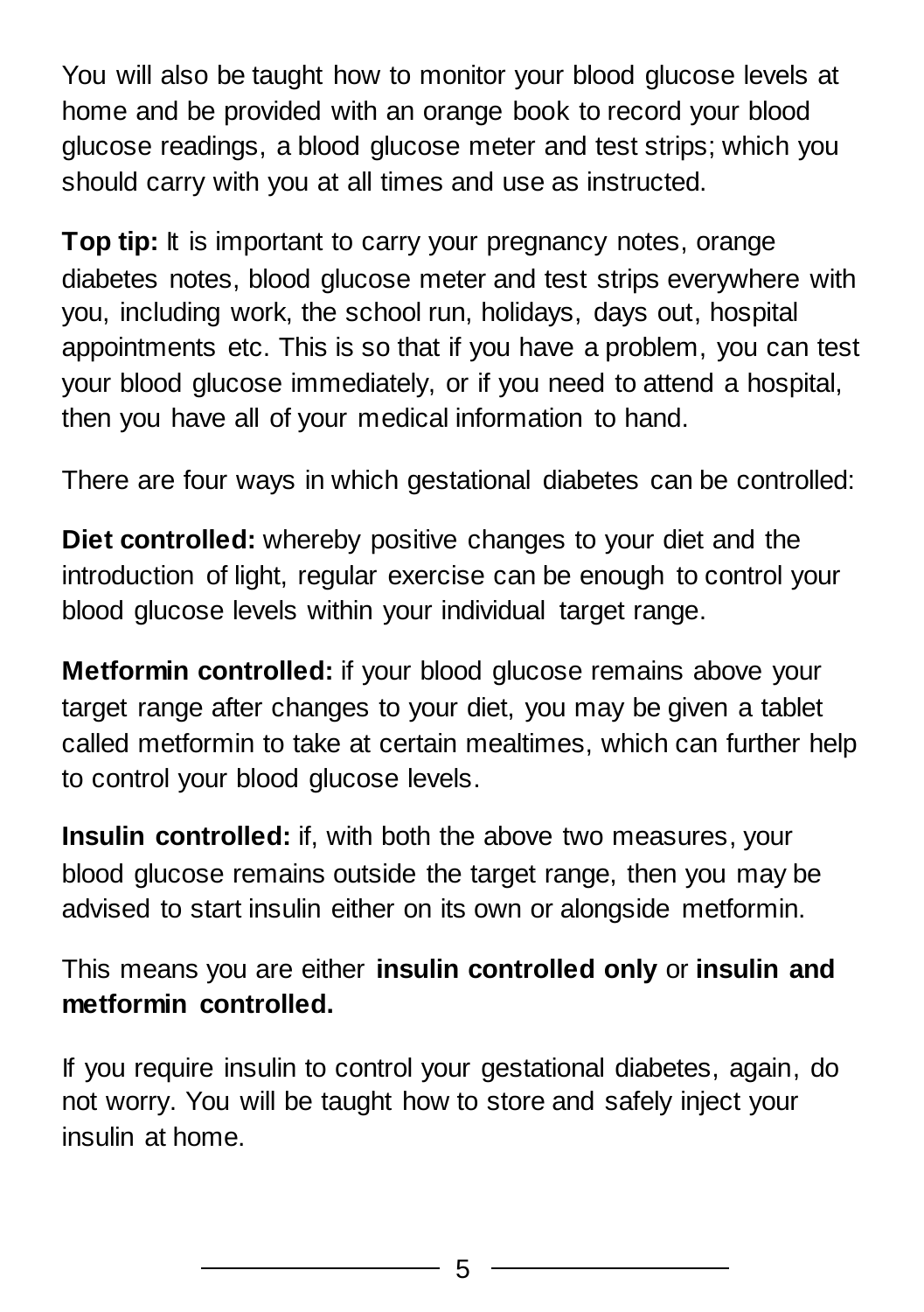You will also be taught how to monitor your blood glucose levels at home and be provided with an orange book to record your blood glucose readings, a blood glucose meter and test strips; which you should carry with you at all times and use as instructed.

**Top tip:** It is important to carry your pregnancy notes, orange diabetes notes, blood glucose meter and test strips everywhere with you, including work, the school run, holidays, days out, hospital appointments etc. This is so that if you have a problem, you can test your blood glucose immediately, or if you need to attend a hospital, then you have all of your medical information to hand.

There are four ways in which gestational diabetes can be controlled:

**Diet controlled:** whereby positive changes to your diet and the introduction of light, regular exercise can be enough to control your blood glucose levels within your individual target range.

**Metformin controlled:** if your blood glucose remains above your target range after changes to your diet, you may be given a tablet called metformin to take at certain mealtimes, which can further help to control your blood glucose levels.

**Insulin controlled:** if, with both the above two measures, your blood glucose remains outside the target range, then you may be advised to start insulin either on its own or alongside metformin.

This means you are either **insulin controlled only** or **insulin and metformin controlled.**

If you require insulin to control your gestational diabetes, again, do not worry. You will be taught how to store and safely inject your insulin at home.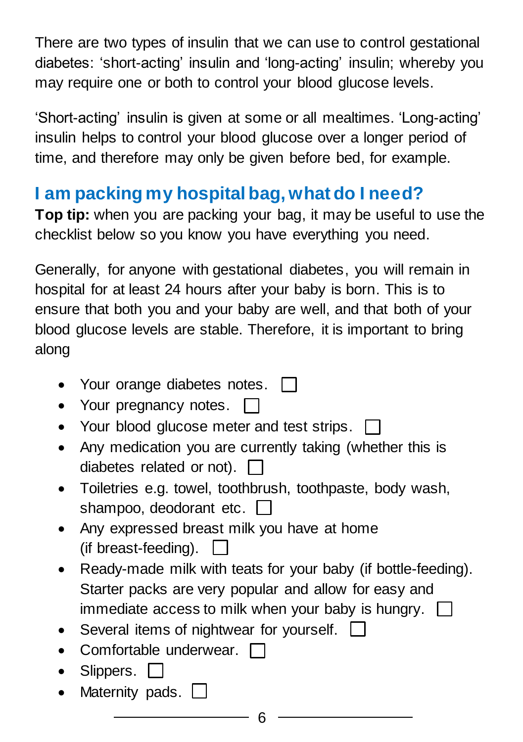There are two types of insulin that we can use to control gestational diabetes: 'short-acting' insulin and 'long-acting' insulin; whereby you may require one or both to control your blood glucose levels.

'Short-acting' insulin is given at some or all mealtimes. 'Long-acting' insulin helps to control your blood glucose over a longer period of time, and therefore may only be given before bed, for example.

## I am packing my hospital bag, what do I need?

**Top tip:** when you are packing your bag, it may be useful to use the checklist below so you know you have everything you need.

Generally, for anyone with gestational diabetes, you will remain in hospital for at least 24 hours after your baby is born. This is to ensure that both you and your baby are well, and that both of your blood glucose levels are stable. Therefore, it is important to bring along

- Your orange diabetes notes. ☐
- Your pregnancy notes. ☐
- Your blood glucose meter and test strips. ☐
- Any medication you are currently taking (whether this is diabetes related or not). ☐
- Toiletries e.g. towel, toothbrush, toothpaste, body wash, shampoo, deodorant etc. ☐
- Any expressed breast milk you have at home (if breast-feeding). ☐
- Ready-made milk with teats for your baby (if bottle-feeding). Starter packs are very popular and allow for easy and immediate access to milk when your baby is hungry. ☐
- Several items of nightwear for yourself. ☐
- Comfortable underwear. ☐
- Slippers. ☐
- Maternity pads. ☐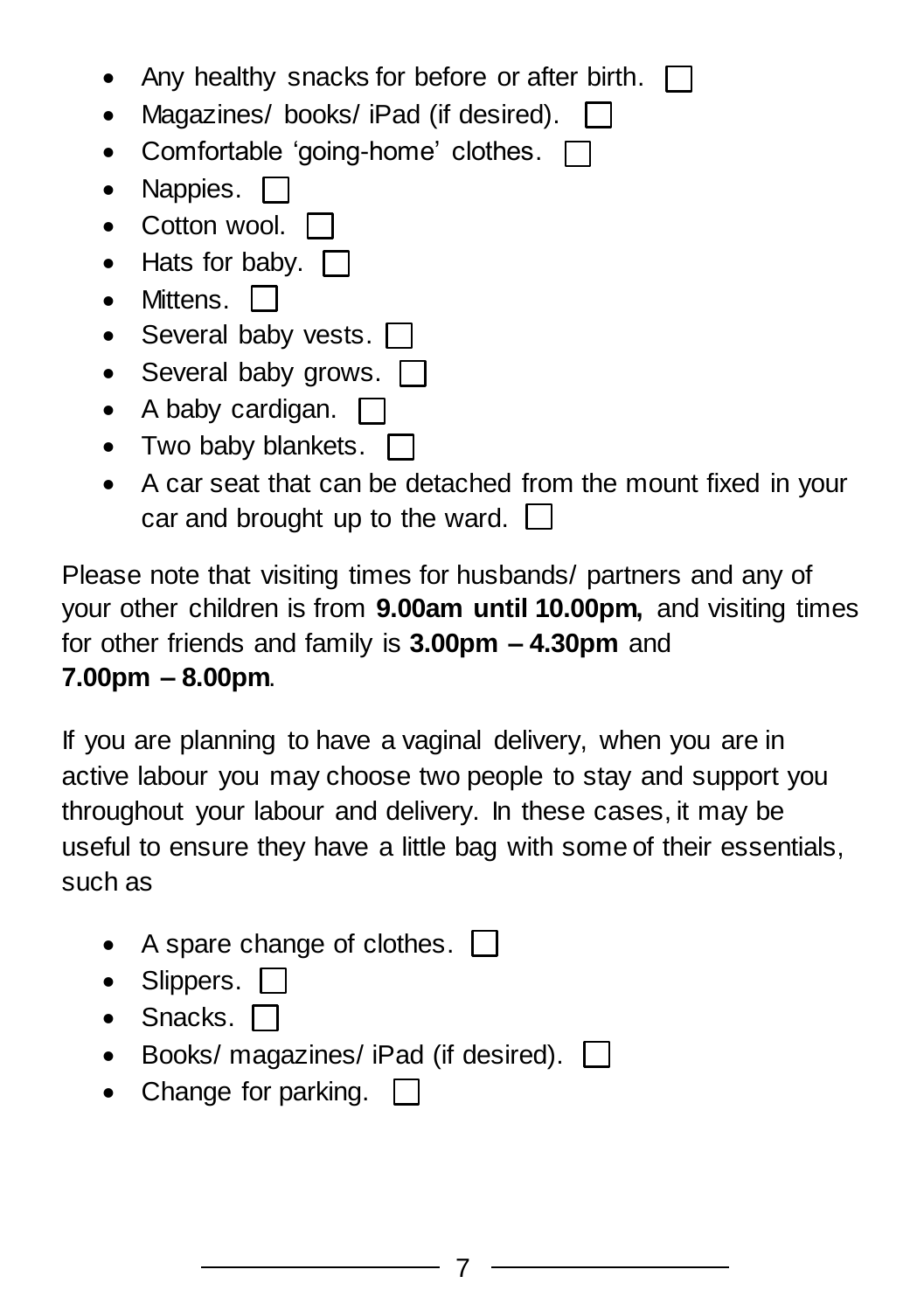- Any healthy snacks for before or after birth. ☐
- Magazines/ books/ iPad (if desired). ☐
- Comfortable 'going-home' clothes. ☐
- Nappies. ☐
- Cotton wool. ☐
- Hats for baby. ☐
- Mittens. ☐
- Several baby vests. ☐
- Several baby grows. ☐
- A baby cardigan. ☐
- Two baby blankets. ☐
- A car seat that can be detached from the mount fixed in your car and brought up to the ward. ☐

Please note that visiting times for husbands/ partners and any of your other children is from **9.00am until 10.00pm,** and visiting times for other friends and family is **3.00pm – 4.30pm** and **7.00pm – 8.00pm**.

If you are planning to have a vaginal delivery, when you are in active labour you may choose two people to stay and support you throughout your labour and delivery. In these cases, it may be useful to ensure they have a little bag with some of their essentials, such as

- A spare change of clothes. ☐
- Slippers. ☐
- Snacks. ☐
- Books/ magazines/ iPad (if desired). ☐
- Change for parking. ☐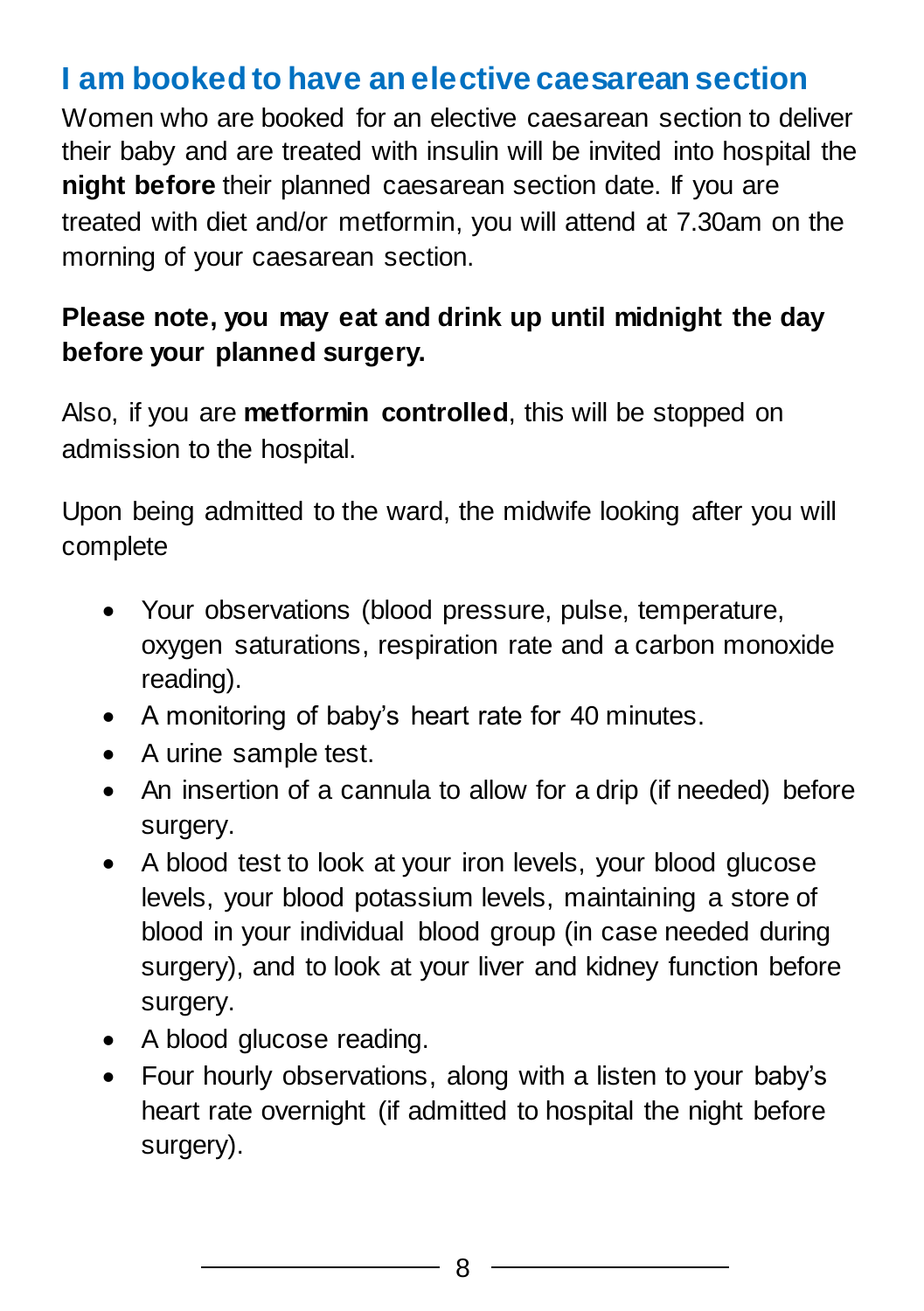## I am booked to have an elective caesarean section

Women who are booked for an elective caesarean section to deliver their baby and are treated with insulin will be invited into hospital the **night before** their planned caesarean section date. If you are treated with diet and/or metformin, you will attend at 7.30am on the morning of your caesarean section.

**Please note, you may eat and drink up until midnight the day before your planned surgery.**

Also, if you are **metformin controlled**, this will be stopped on admission to the hospital.

Upon being admitted to the ward, the midwife looking after you will complete

- Your observations (blood pressure, pulse, temperature, oxygen saturations, respiration rate and a carbon monoxide reading).
- A monitoring of baby's heart rate for 40 minutes.
- A urine sample test.
- An insertion of a cannula to allow for a drip (if needed) before surgery.
- A blood test to look at your iron levels, your blood glucose levels, your blood potassium levels, maintaining a store of blood in your individual blood group (in case needed during surgery), and to look at your liver and kidney function before surgery.
- A blood glucose reading.
- Four hourly observations, along with a listen to your baby's heart rate overnight (if admitted to hospital the night before surgery).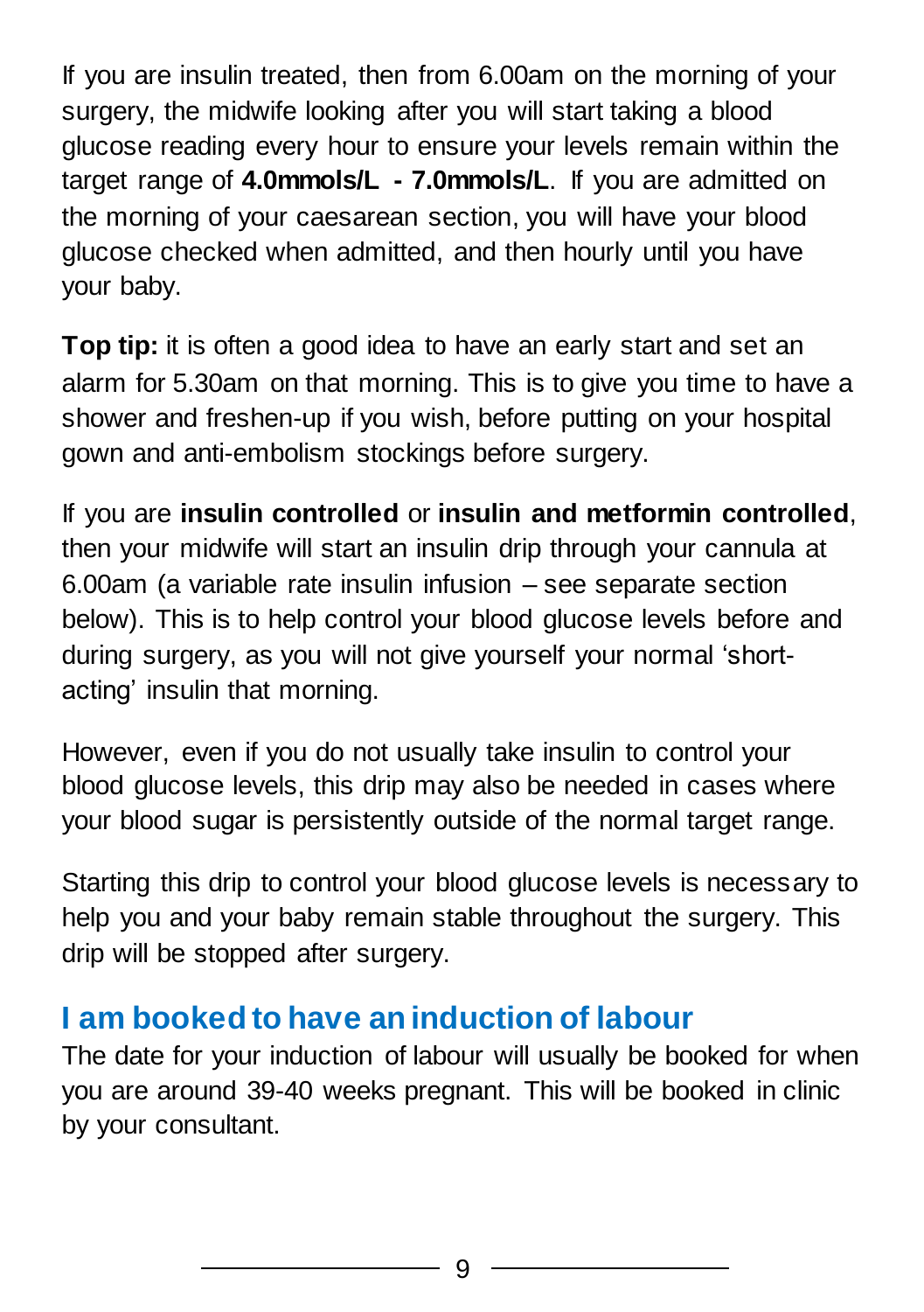If you are insulin treated, then from 6.00am on the morning of your surgery, the midwife looking after you will start taking a blood glucose reading every hour to ensure your levels remain within the target range of **4.0mmols/L - 7.0mmols/L**. If you are admitted on the morning of your caesarean section, you will have your blood glucose checked when admitted, and then hourly until you have your baby.

**Top tip:** it is often a good idea to have an early start and set an alarm for 5.30am on that morning. This is to give you time to have a shower and freshen-up if you wish, before putting on your hospital gown and anti-embolism stockings before surgery.

If you are **insulin controlled** or **insulin and metformin controlled**, then your midwife will start an insulin drip through your cannula at 6.00am (a variable rate insulin infusion – see separate section below). This is to help control your blood glucose levels before and during surgery, as you will not give yourself your normal 'short-acting' insulin that morning.

However, even if you do not usually take insulin to control your blood glucose levels, this drip may also be needed in cases where your blood sugar is persistently outside of the normal target range.

Starting this drip to control your blood glucose levels is necessary to help you and your baby remain stable throughout the surgery. This drip will be stopped after surgery.

## I am booked to have an induction of labour

The date for your induction of labour will usually be booked for when you are around 39-40 weeks pregnant. This will be booked in clinic by your consultant.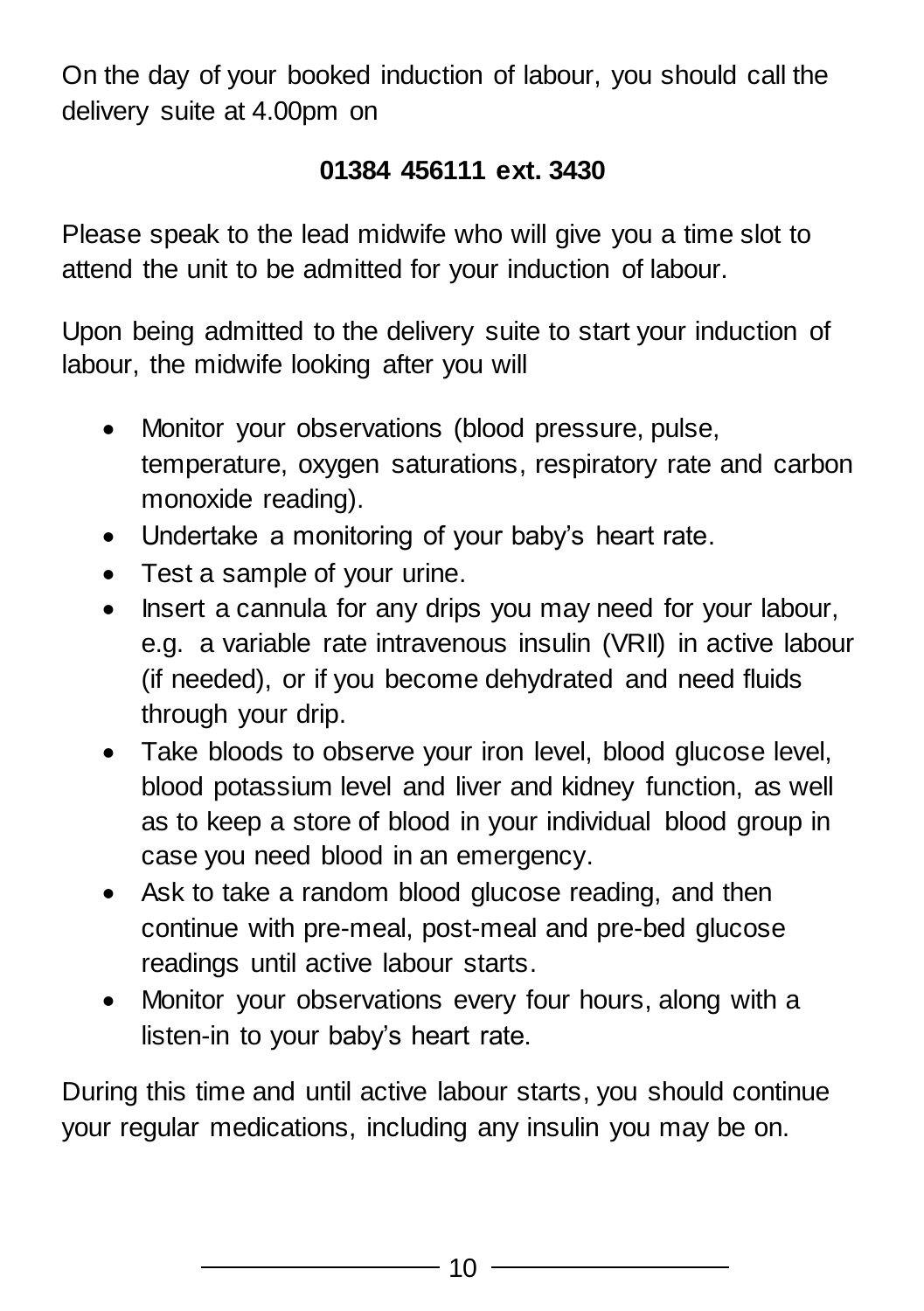On the day of your booked induction of labour, you should call the delivery suite at 4.00pm on

**01384 456111 ext. 3430**

Please speak to the lead midwife who will give you a time slot to attend the unit to be admitted for your induction of labour.

Upon being admitted to the delivery suite to start your induction of labour, the midwife looking after you will

- Monitor your observations (blood pressure, pulse, temperature, oxygen saturations, respiratory rate and carbon monoxide reading).
- Undertake a monitoring of your baby's heart rate.
- Test a sample of your urine.
- Insert a cannula for any drips you may need for your labour, e.g. a variable rate intravenous insulin (VRII) in active labour (if needed), or if you become dehydrated and need fluids through your drip.
- Take bloods to observe your iron level, blood glucose level, blood potassium level and liver and kidney function, as well as to keep a store of blood in your individual blood group in case you need blood in an emergency.
- Ask to take a random blood glucose reading, and then continue with pre-meal, post-meal and pre-bed glucose readings until active labour starts.
- Monitor your observations every four hours, along with a listen-in to your baby's heart rate.

During this time and until active labour starts, you should continue your regular medications, including any insulin you may be on.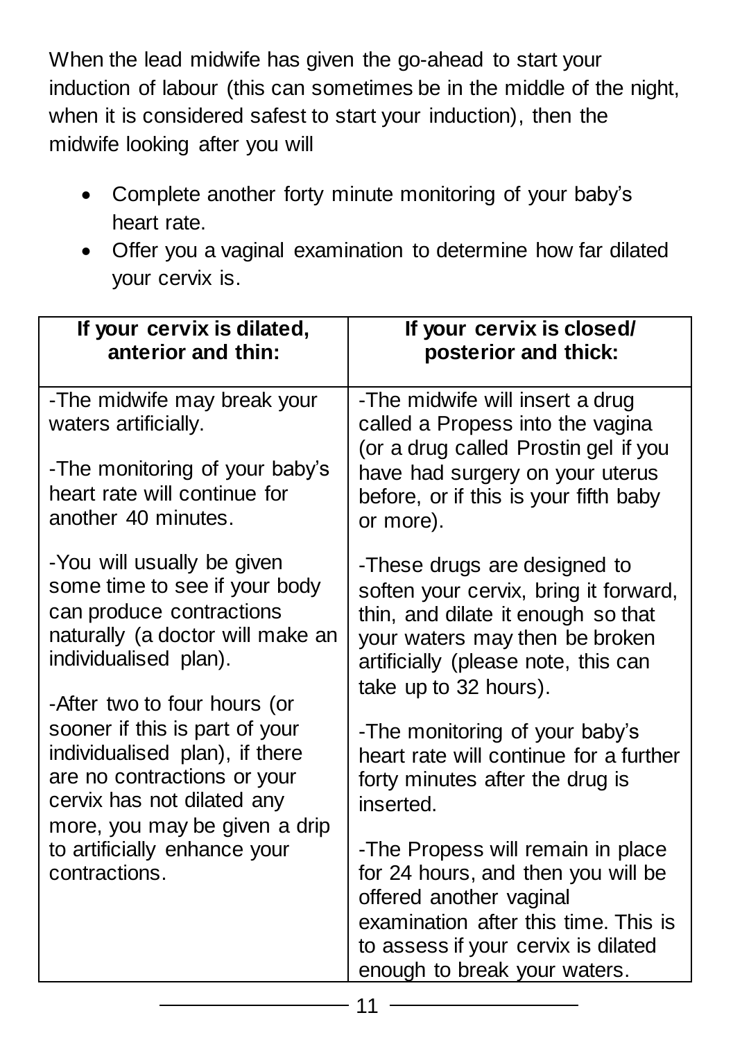When the lead midwife has given the go-ahead to start your induction of labour (this can sometimes be in the middle of the night, when it is considered safest to start your induction), then the midwife looking after you will

- Complete another forty minute monitoring of your baby's heart rate.
- Offer you a vaginal examination to determine how far dilated your cervix is.

| If your cervix is dilated, anterior and thin: | If your cervix is closed/ posterior and thick: |
| --- | --- |
| -The midwife may break your waters artificially.<br><br>-The monitoring of your baby's heart rate will continue for another 40 minutes.<br><br>-You will usually be given some time to see if your body can produce contractions naturally (a doctor will make an individualised plan).<br><br>-After two to four hours (or sooner if this is part of your individualised plan), if there are no contractions or your cervix has not dilated any more, you may be given a drip to artificially enhance your contractions. | -The midwife will insert a drug called a Propess into the vagina (or a drug called Prostin gel if you have had surgery on your uterus before, or if this is your fifth baby or more).<br><br>-These drugs are designed to soften your cervix, bring it forward, thin, and dilate it enough so that your waters may then be broken artificially (please note, this can take up to 32 hours).<br><br>-The monitoring of your baby's heart rate will continue for a further forty minutes after the drug is inserted.<br><br>-The Propess will remain in place for 24 hours, and then you will be offered another vaginal examination after this time. This is to assess if your cervix is dilated enough to break your waters. |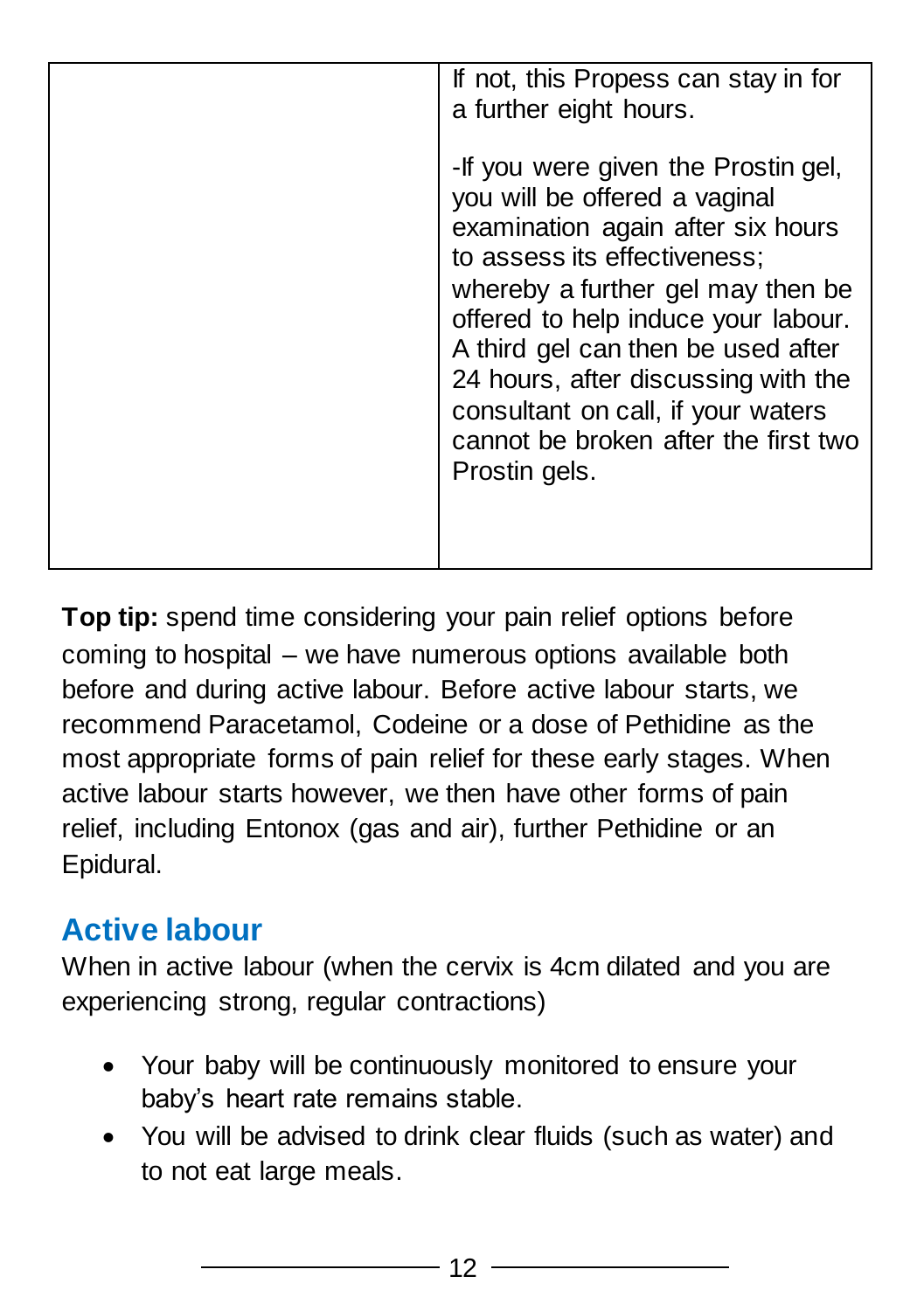| | |
|---|---|
| | If not, this Propess can stay in for a further eight hours.<br><br>-If you were given the Prostin gel, you will be offered a vaginal examination again after six hours to assess its effectiveness; whereby a further gel may then be offered to help induce your labour. A third gel can then be used after 24 hours, after discussing with the consultant on call, if your waters cannot be broken after the first two Prostin gels. |

**Top tip:** spend time considering your pain relief options before coming to hospital – we have numerous options available both before and during active labour. Before active labour starts, we recommend Paracetamol, Codeine or a dose of Pethidine as the most appropriate forms of pain relief for these early stages. When active labour starts however, we then have other forms of pain relief, including Entonox (gas and air), further Pethidine or an Epidural.

## Active labour

When in active labour (when the cervix is 4cm dilated and you are experiencing strong, regular contractions)

- Your baby will be continuously monitored to ensure your baby's heart rate remains stable.
- You will be advised to drink clear fluids (such as water) and to not eat large meals.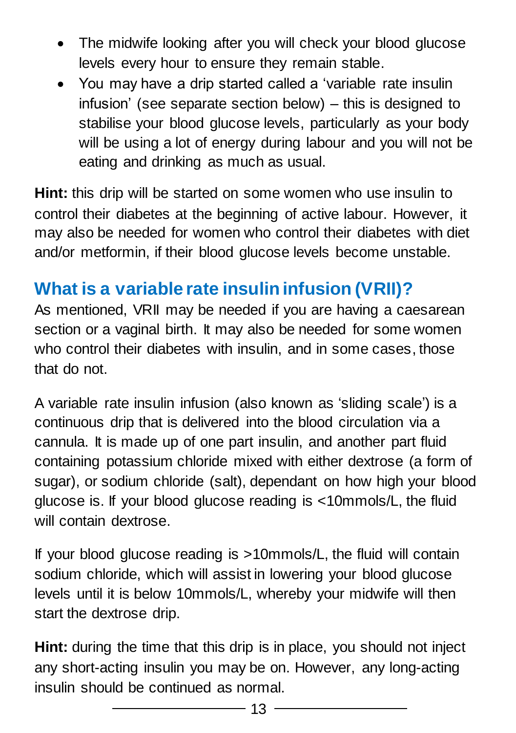- The midwife looking after you will check your blood glucose levels every hour to ensure they remain stable.
- You may have a drip started called a 'variable rate insulin infusion' (see separate section below) – this is designed to stabilise your blood glucose levels, particularly as your body will be using a lot of energy during labour and you will not be eating and drinking as much as usual.

**Hint:** this drip will be started on some women who use insulin to control their diabetes at the beginning of active labour. However, it may also be needed for women who control their diabetes with diet and/or metformin, if their blood glucose levels become unstable.

## What is a variable rate insulin infusion (VRII)?

As mentioned, VRII may be needed if you are having a caesarean section or a vaginal birth. It may also be needed for some women who control their diabetes with insulin, and in some cases, those that do not.

A variable rate insulin infusion (also known as 'sliding scale') is a continuous drip that is delivered into the blood circulation via a cannula. It is made up of one part insulin, and another part fluid containing potassium chloride mixed with either dextrose (a form of sugar), or sodium chloride (salt), dependant on how high your blood glucose is. If your blood glucose reading is <10mmols/L, the fluid will contain dextrose.

If your blood glucose reading is >10mmols/L, the fluid will contain sodium chloride, which will assist in lowering your blood glucose levels until it is below 10mmols/L, whereby your midwife will then start the dextrose drip.

**Hint:** during the time that this drip is in place, you should not inject any short-acting insulin you may be on. However, any long-acting insulin should be continued as normal.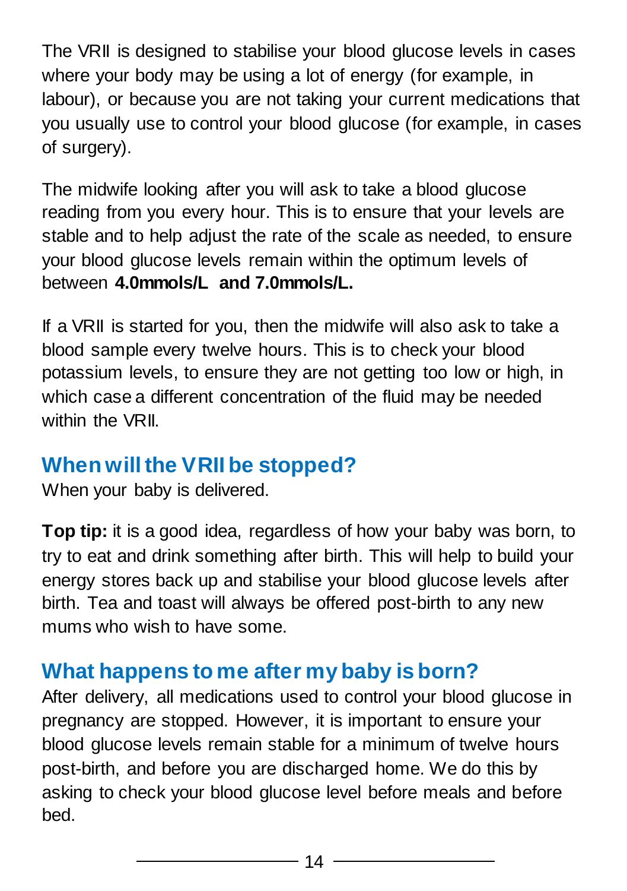The VRII is designed to stabilise your blood glucose levels in cases where your body may be using a lot of energy (for example, in labour), or because you are not taking your current medications that you usually use to control your blood glucose (for example, in cases of surgery).

The midwife looking after you will ask to take a blood glucose reading from you every hour. This is to ensure that your levels are stable and to help adjust the rate of the scale as needed, to ensure your blood glucose levels remain within the optimum levels of between **4.0mmols/L and 7.0mmols/L.**

If a VRII is started for you, then the midwife will also ask to take a blood sample every twelve hours. This is to check your blood potassium levels, to ensure they are not getting too low or high, in which case a different concentration of the fluid may be needed within the VRII.

## When will the VRII be stopped?

When your baby is delivered.

**Top tip:** it is a good idea, regardless of how your baby was born, to try to eat and drink something after birth. This will help to build your energy stores back up and stabilise your blood glucose levels after birth. Tea and toast will always be offered post-birth to any new mums who wish to have some.

## What happens to me after my baby is born?

After delivery, all medications used to control your blood glucose in pregnancy are stopped. However, it is important to ensure your blood glucose levels remain stable for a minimum of twelve hours post-birth, and before you are discharged home. We do this by asking to check your blood glucose level before meals and before bed.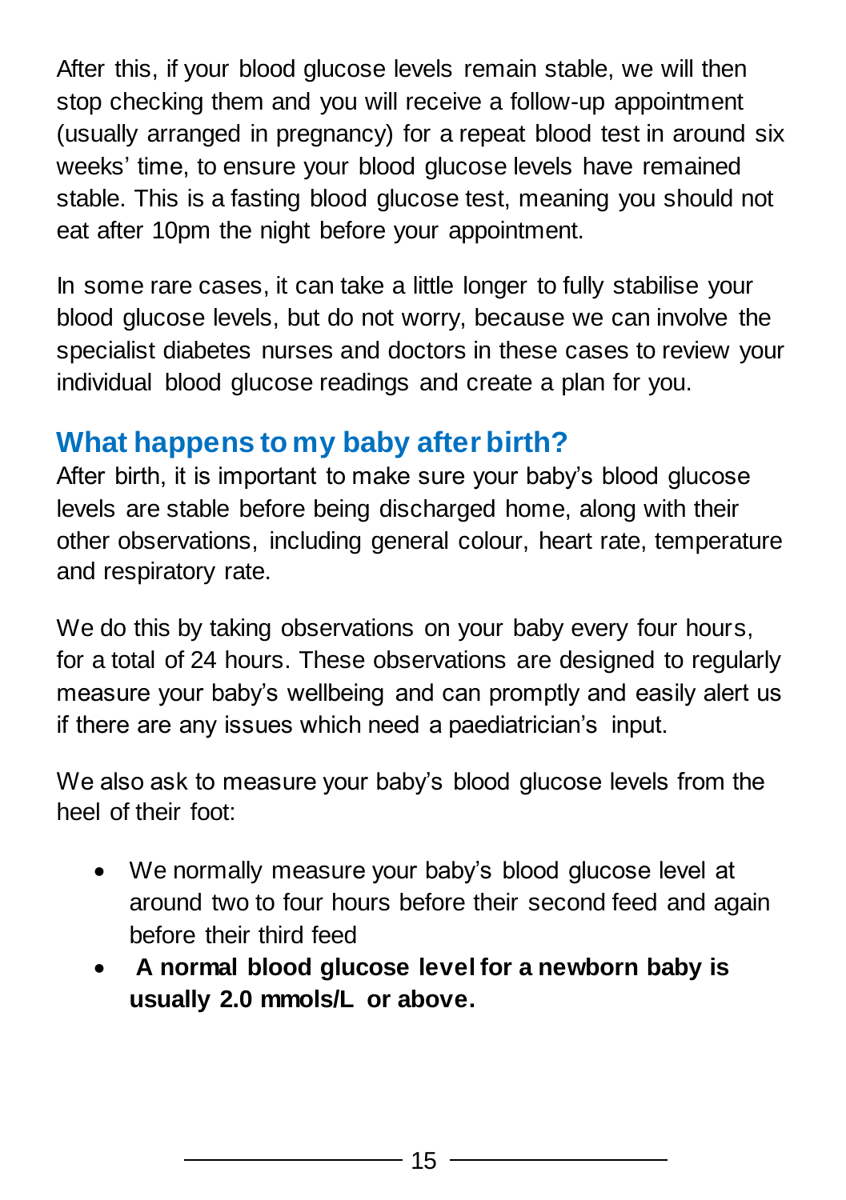After this, if your blood glucose levels remain stable, we will then stop checking them and you will receive a follow-up appointment (usually arranged in pregnancy) for a repeat blood test in around six weeks' time, to ensure your blood glucose levels have remained stable. This is a fasting blood glucose test, meaning you should not eat after 10pm the night before your appointment.

In some rare cases, it can take a little longer to fully stabilise your blood glucose levels, but do not worry, because we can involve the specialist diabetes nurses and doctors in these cases to review your individual blood glucose readings and create a plan for you.

## What happens to my baby after birth?

After birth, it is important to make sure your baby's blood glucose levels are stable before being discharged home, along with their other observations, including general colour, heart rate, temperature and respiratory rate.

We do this by taking observations on your baby every four hours, for a total of 24 hours. These observations are designed to regularly measure your baby's wellbeing and can promptly and easily alert us if there are any issues which need a paediatrician's input.

We also ask to measure your baby's blood glucose levels from the heel of their foot:

- We normally measure your baby's blood glucose level at around two to four hours before their second feed and again before their third feed
- **A normal blood glucose level for a newborn baby is usually 2.0 mmols/L or above.**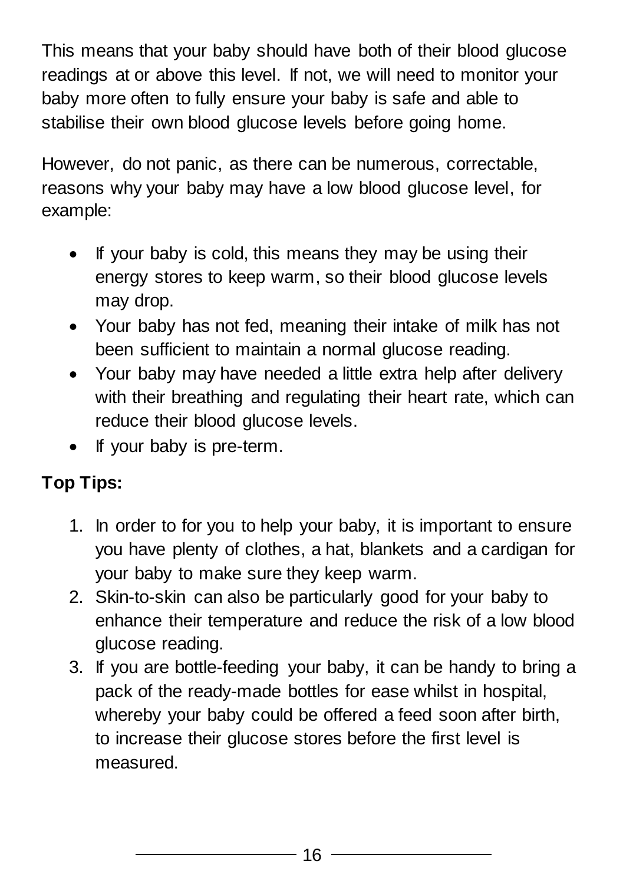This means that your baby should have both of their blood glucose readings at or above this level. If not, we will need to monitor your baby more often to fully ensure your baby is safe and able to stabilise their own blood glucose levels before going home.

However, do not panic, as there can be numerous, correctable, reasons why your baby may have a low blood glucose level, for example:

- If your baby is cold, this means they may be using their energy stores to keep warm, so their blood glucose levels may drop.
- Your baby has not fed, meaning their intake of milk has not been sufficient to maintain a normal glucose reading.
- Your baby may have needed a little extra help after delivery with their breathing and regulating their heart rate, which can reduce their blood glucose levels.
- If your baby is pre-term.

**Top Tips:**

1. In order to for you to help your baby, it is important to ensure you have plenty of clothes, a hat, blankets and a cardigan for your baby to make sure they keep warm.
2. Skin-to-skin can also be particularly good for your baby to enhance their temperature and reduce the risk of a low blood glucose reading.
3. If you are bottle-feeding your baby, it can be handy to bring a pack of the ready-made bottles for ease whilst in hospital, whereby your baby could be offered a feed soon after birth, to increase their glucose stores before the first level is measured.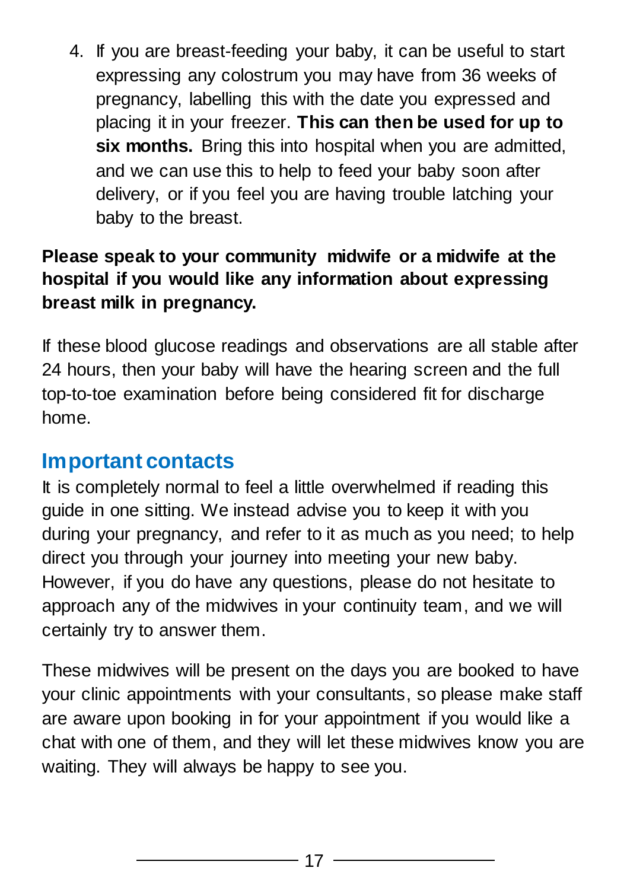4. If you are breast-feeding your baby, it can be useful to start expressing any colostrum you may have from 36 weeks of pregnancy, labelling this with the date you expressed and placing it in your freezer. **This can then be used for up to six months.** Bring this into hospital when you are admitted, and we can use this to help to feed your baby soon after delivery, or if you feel you are having trouble latching your baby to the breast.

**Please speak to your community midwife or a midwife at the hospital if you would like any information about expressing breast milk in pregnancy.**

If these blood glucose readings and observations are all stable after 24 hours, then your baby will have the hearing screen and the full top-to-toe examination before being considered fit for discharge home.

## Important contacts

It is completely normal to feel a little overwhelmed if reading this guide in one sitting. We instead advise you to keep it with you during your pregnancy, and refer to it as much as you need; to help direct you through your journey into meeting your new baby. However, if you do have any questions, please do not hesitate to approach any of the midwives in your continuity team, and we will certainly try to answer them.

These midwives will be present on the days you are booked to have your clinic appointments with your consultants, so please make staff are aware upon booking in for your appointment if you would like a chat with one of them, and they will let these midwives know you are waiting. They will always be happy to see you.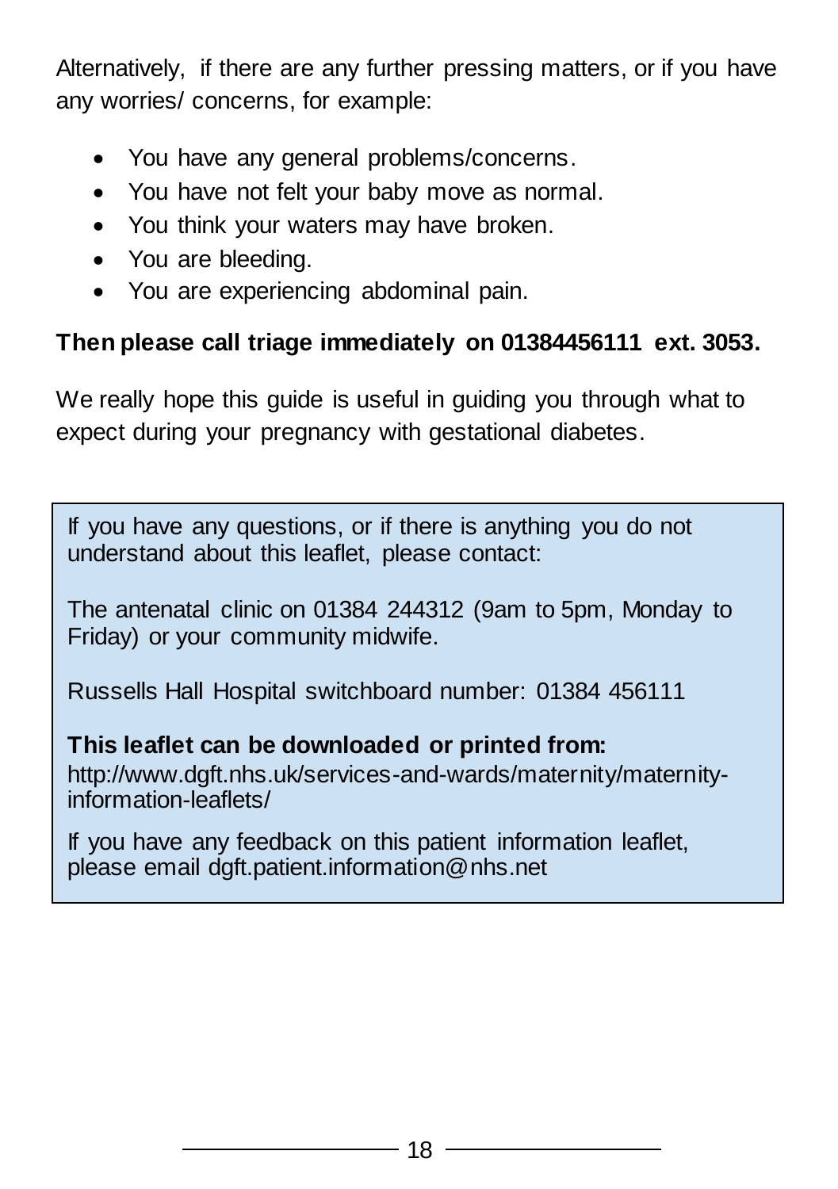Alternatively, if there are any further pressing matters, or if you have any worries/ concerns, for example:

- You have any general problems/concerns.
- You have not felt your baby move as normal.
- You think your waters may have broken.
- You are bleeding.
- You are experiencing abdominal pain.

**Then please call triage immediately on 01384456111 ext. 3053.**

We really hope this guide is useful in guiding you through what to expect during your pregnancy with gestational diabetes.

If you have any questions, or if there is anything you do not understand about this leaflet, please contact:

The antenatal clinic on 01384 244312 (9am to 5pm, Monday to Friday) or your community midwife.

Russells Hall Hospital switchboard number: 01384 456111

**This leaflet can be downloaded or printed from:**
http://www.dgft.nhs.uk/services-and-wards/maternity/maternity-information-leaflets/

If you have any feedback on this patient information leaflet, please email dgft.patient.information@nhs.net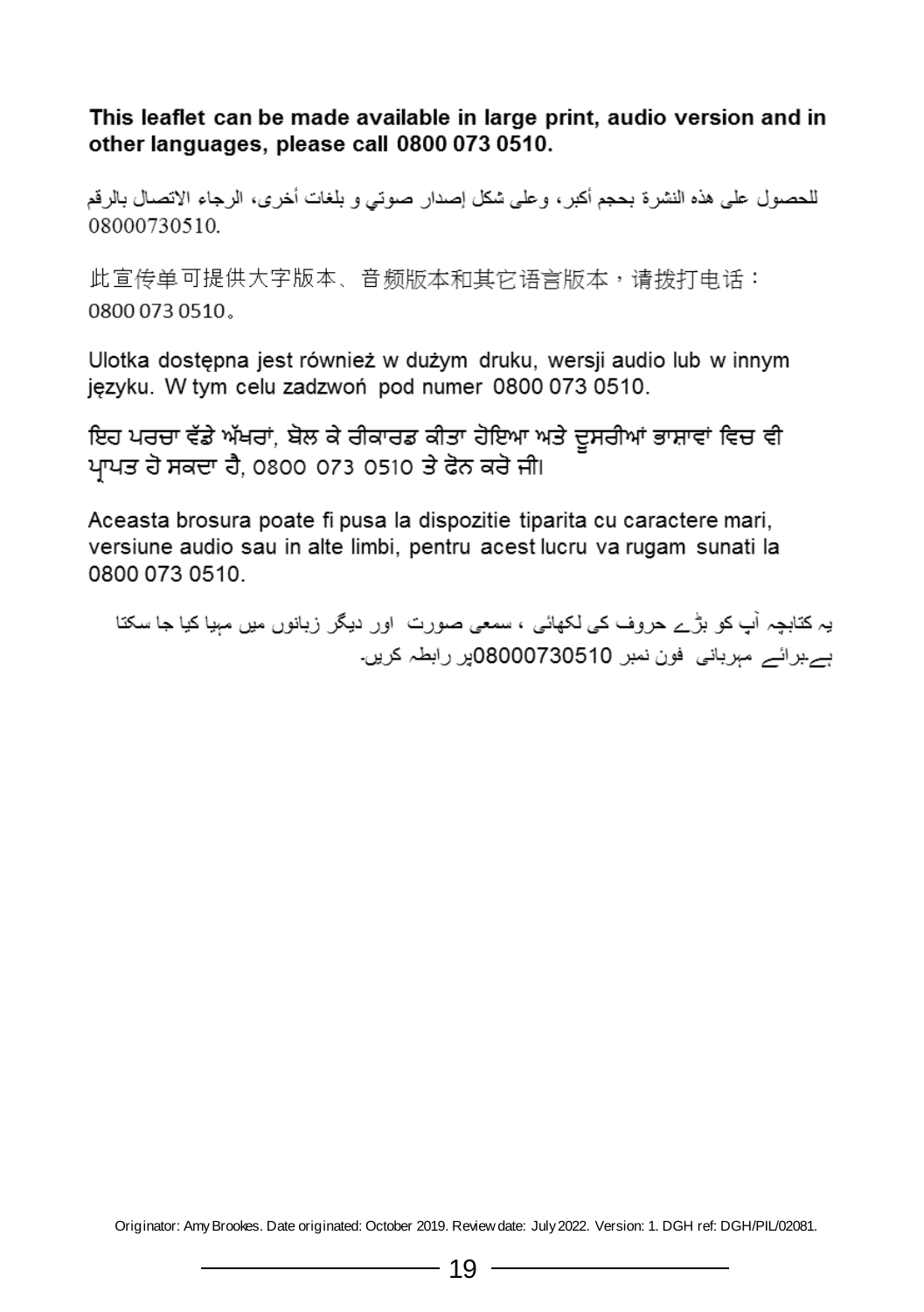**This leaflet can be made available in large print, audio version and in other languages, please call 0800 073 0510.**

للحصول على هذه النشرة بحجم أكبر، وعلى شكل إصدار صوتي و بلغات أخرى، الرجاء الاتصال بالرقم 08000730510.

此宣传单可提供大字版本、音频版本和其它语言版本，请拨打电话：0800 073 0510。

Ulotka dostępna jest również w dużym druku, wersji audio lub w innym języku. W tym celu zadzwoń pod numer 0800 073 0510.

ਇਹ ਪਰਚਾ ਵੱਡੇ ਅੱਖਰਾਂ, ਬੋਲ ਕੇ ਰੀਕਾਰਡ ਕੀਤਾ ਹੋਇਆ ਅਤੇ ਦੂਸਰੀਆਂ ਭਾਸ਼ਾਵਾਂ ਵਿਚ ਵੀ ਪ੍ਰਾਪਤ ਹੋ ਸਕਦਾ ਹੈ, 0800 073 0510 ਤੇ ਫੋਨ ਕਰੋ ਜੀ।

Aceasta brosura poate fi pusa la dispozitie tiparita cu caractere mari, versiune audio sau in alte limbi, pentru acest lucru va rugam sunati la 0800 073 0510.

یہ کتابچہ آپ کو بڑے حروف کی لکھائی ، سمعی صورت اور دیگر زبانوں میں مہیا کیا جا سکتا ہے۔برائے مہربانی فون نمبر 08000730510پر رابطہ کریں۔

Originator: Amy Brookes. Date originated: October 2019. Review date: July 2022. Version: 1. DGH ref: DGH/PIL/02081.